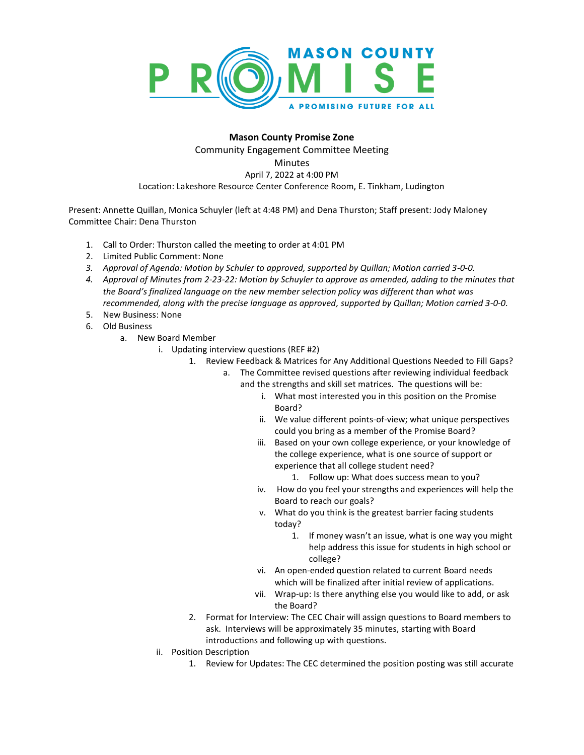**Mason County Promise Zone**

Community Engagement Committee Meeting

Minutes

April 7, 2022 at 4:00 PM

Location: Lakeshore Resource Center Conference Room, E. Tinkham, Ludington

Present: Annette Quillan, Monica Schuyler (left at 4:48 PM) and Dena Thurston; Staff present: Jody Maloney
Committee Chair: Dena Thurston

1. Call to Order: Thurston called the meeting to order at 4:01 PM
2. Limited Public Comment: None
3. *Approval of Agenda: Motion by Schuler to approved, supported by Quillan; Motion carried 3-0-0.*
4. *Approval of Minutes from 2-23-22: Motion by Schuyler to approve as amended, adding to the minutes that the Board's finalized language on the new member selection policy was different than what was recommended, along with the precise language as approved, supported by Quillan; Motion carried 3-0-0.*
5. New Business: None
6. Old Business
   a. New Board Member
      i. Updating interview questions (REF #2)
         1. Review Feedback & Matrices for Any Additional Questions Needed to Fill Gaps?
            a. The Committee revised questions after reviewing individual feedback and the strengths and skill set matrices. The questions will be:
               i. What most interested you in this position on the Promise Board?
               ii. We value different points-of-view; what unique perspectives could you bring as a member of the Promise Board?
               iii. Based on your own college experience, or your knowledge of the college experience, what is one source of support or experience that all college student need?
                  1. Follow up: What does success mean to you?
               iv. How do you feel your strengths and experiences will help the Board to reach our goals?
               v. What do you think is the greatest barrier facing students today?
                  1. If money wasn't an issue, what is one way you might help address this issue for students in high school or college?
               vi. An open-ended question related to current Board needs which will be finalized after initial review of applications.
               vii. Wrap-up: Is there anything else you would like to add, or ask the Board?
         2. Format for Interview: The CEC Chair will assign questions to Board members to ask. Interviews will be approximately 35 minutes, starting with Board introductions and following up with questions.
      ii. Position Description
         1. Review for Updates: The CEC determined the position posting was still accurate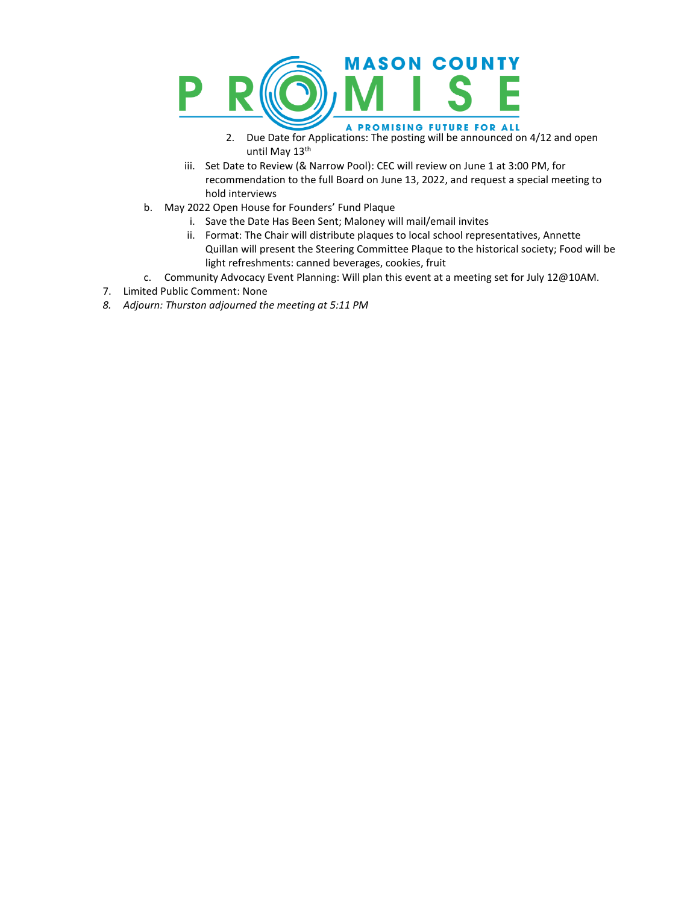2. Due Date for Applications: The posting will be announced on 4/12 and open until May 13th

iii. Set Date to Review (& Narrow Pool): CEC will review on June 1 at 3:00 PM, for recommendation to the full Board on June 13, 2022, and request a special meeting to hold interviews

b. May 2022 Open House for Founders' Fund Plaque

i. Save the Date Has Been Sent; Maloney will mail/email invites

ii. Format: The Chair will distribute plaques to local school representatives, Annette Quillan will present the Steering Committee Plaque to the historical society; Food will be light refreshments: canned beverages, cookies, fruit

c. Community Advocacy Event Planning: Will plan this event at a meeting set for July 12@10AM.

7. Limited Public Comment: None

8. *Adjourn: Thurston adjourned the meeting at 5:11 PM*